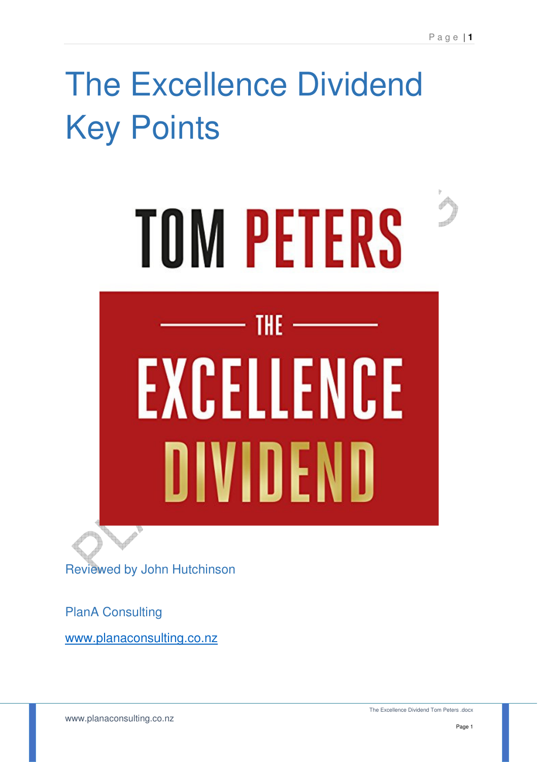# The Excellence Dividend Key Points

TOM PETERS

THE EXCELLENCE DIVIDEND

Reviewed by John Hutchinson

PlanA Consulting

www.planaconsulting.co.nz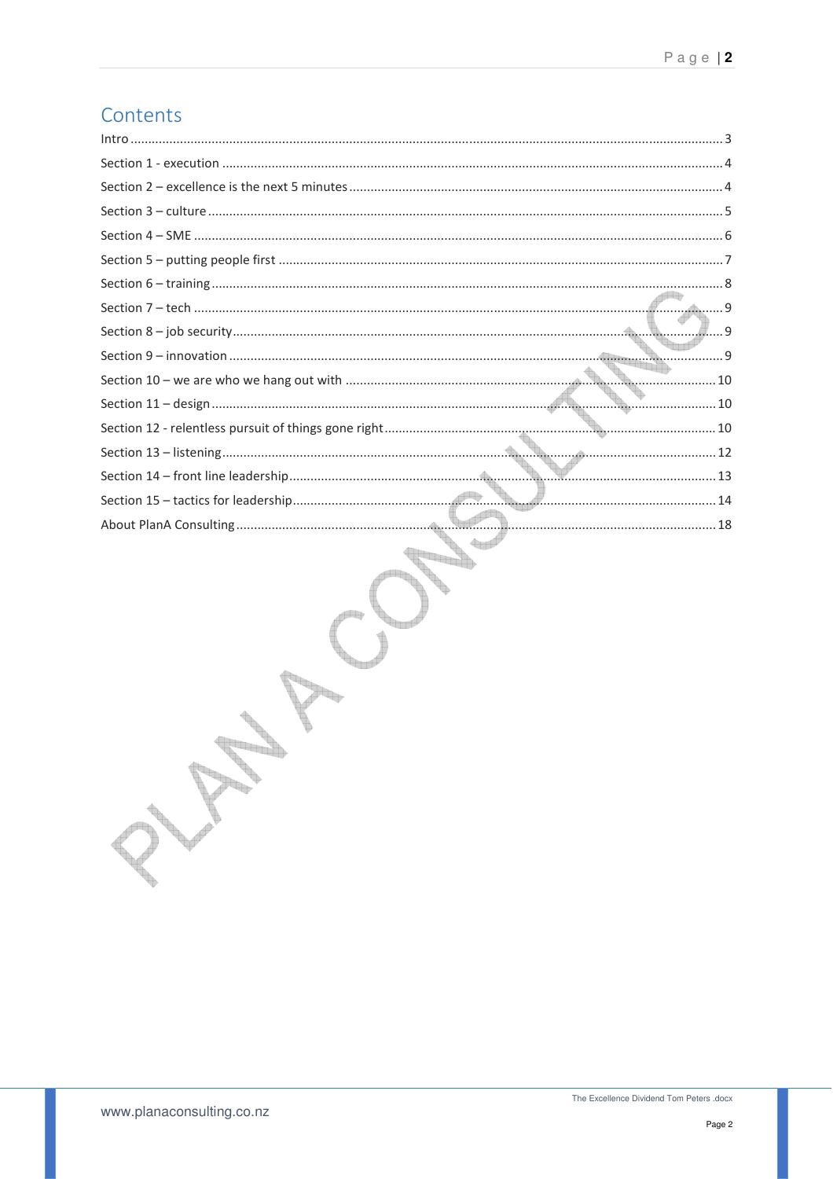# Contents

Intro ........................................................................................................................................................... 3

Section 1 - execution ................................................................................................................................ 4

Section 2 – excellence is the next 5 minutes ........................................................................................... 4

Section 3 – culture .................................................................................................................................... 5

Section 4 – SME ......................................................................................................................................... 6

Section 5 – putting people first ................................................................................................................ 7

Section 6 – training ................................................................................................................................... 8

Section 7 – tech ......................................................................................................................................... 9

Section 8 – job security ............................................................................................................................. 9

Section 9 – innovation ............................................................................................................................... 9

Section 10 – we are who we hang out with ........................................................................................... 10

Section 11 – design ................................................................................................................................. 10

Section 12 - relentless pursuit of things gone right ................................................................................ 10

Section 13 – listening ............................................................................................................................... 12

Section 14 – front line leadership ............................................................................................................ 13

Section 15 – tactics for leadership ........................................................................................................... 14

About PlanA Consulting ........................................................................................................................... 18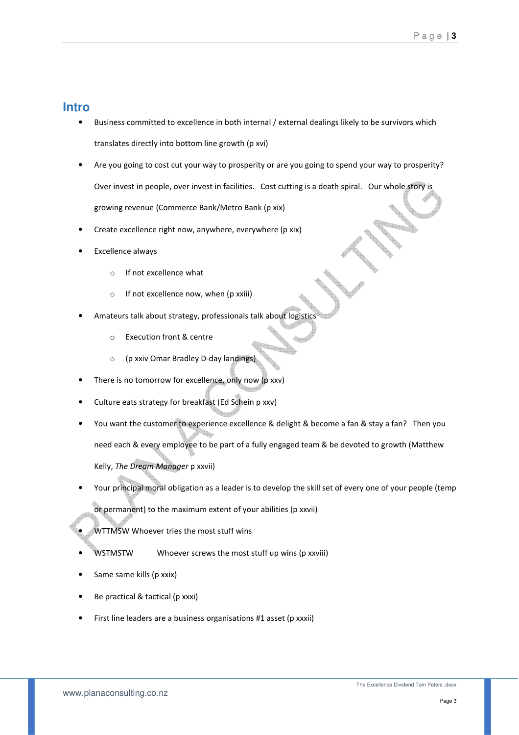## Intro

- Business committed to excellence in both internal / external dealings likely to be survivors which translates directly into bottom line growth (p xvi)
- Are you going to cost cut your way to prosperity or are you going to spend your way to prosperity? Over invest in people, over invest in facilities. Cost cutting is a death spiral. Our whole story is growing revenue (Commerce Bank/Metro Bank (p xix)
- Create excellence right now, anywhere, everywhere (p xix)
- Excellence always
    - If not excellence what
    - If not excellence now, when (p xxiii)
- Amateurs talk about strategy, professionals talk about logistics
    - Execution front & centre
    - (p xxiv Omar Bradley D-day landings)
- There is no tomorrow for excellence, only now (p xxv)
- Culture eats strategy for breakfast (Ed Schein p xxv)
- You want the customer to experience excellence & delight & become a fan & stay a fan? Then you need each & every employee to be part of a fully engaged team & be devoted to growth (Matthew Kelly, *The Dream Manager* p xxvii)
- Your principal moral obligation as a leader is to develop the skill set of every one of your people (temp or permanent) to the maximum extent of your abilities (p xxvii)
- WTTMSW Whoever tries the most stuff wins
- WSTMSTW Whoever screws the most stuff up wins (p xxviii)
- Same same kills (p xxix)
- Be practical & tactical (p xxxi)
- First line leaders are a business organisations #1 asset (p xxxii)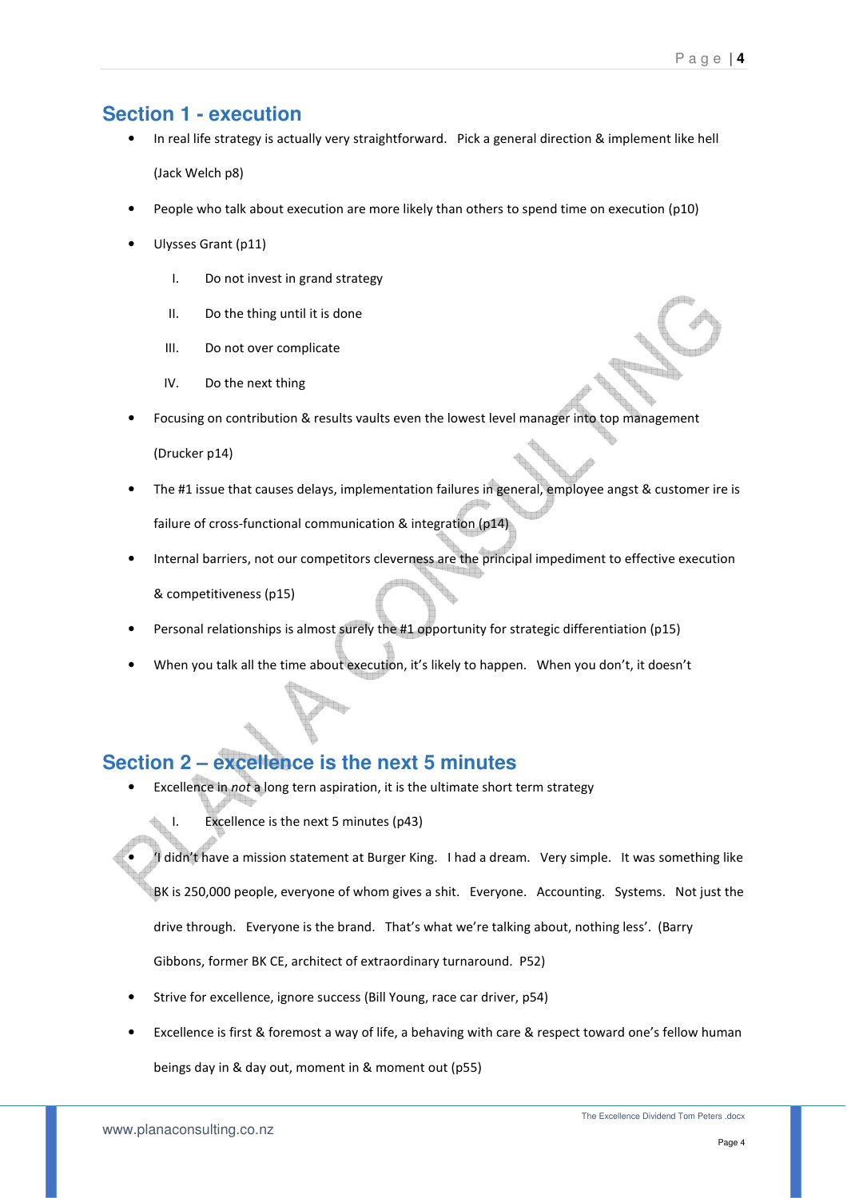## Section 1 - execution

- In real life strategy is actually very straightforward. Pick a general direction & implement like hell (Jack Welch p8)
- People who talk about execution are more likely than others to spend time on execution (p10)
- Ulysses Grant (p11)
    - I. Do not invest in grand strategy
    - II. Do the thing until it is done
    - III. Do not over complicate
    - IV. Do the next thing
- Focusing on contribution & results vaults even the lowest level manager into top management (Drucker p14)
- The #1 issue that causes delays, implementation failures in general, employee angst & customer ire is failure of cross-functional communication & integration (p14)
- Internal barriers, not our competitors cleverness are the principal impediment to effective execution & competitiveness (p15)
- Personal relationships is almost surely the #1 opportunity for strategic differentiation (p15)
- When you talk all the time about execution, it's likely to happen. When you don't, it doesn't

## Section 2 – excellence is the next 5 minutes

- Excellence in *not* a long tern aspiration, it is the ultimate short term strategy
    - I. Excellence is the next 5 minutes (p43)
- 'I didn't have a mission statement at Burger King. I had a dream. Very simple. It was something like BK is 250,000 people, everyone of whom gives a shit. Everyone. Accounting. Systems. Not just the drive through. Everyone is the brand. That's what we're talking about, nothing less'. (Barry Gibbons, former BK CE, architect of extraordinary turnaround. P52)
- Strive for excellence, ignore success (Bill Young, race car driver, p54)
- Excellence is first & foremost a way of life, a behaving with care & respect toward one's fellow human beings day in & day out, moment in & moment out (p55)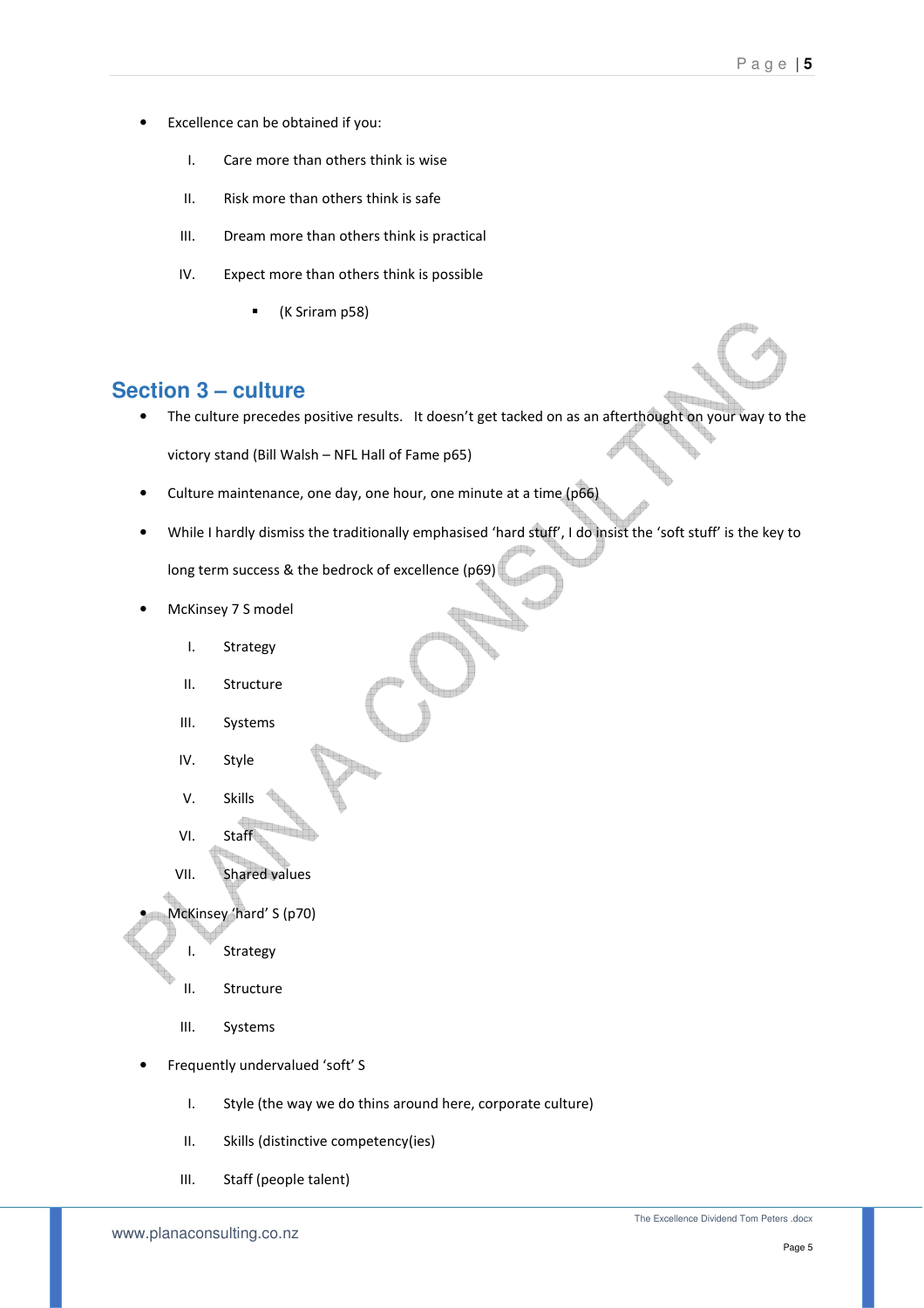- Excellence can be obtained if you:
    I. Care more than others think is wise
    II. Risk more than others think is safe
    III. Dream more than others think is practical
    IV. Expect more than others think is possible
        - (K Sriram p58)

## Section 3 – culture

- The culture precedes positive results. It doesn't get tacked on as an afterthought on your way to the victory stand (Bill Walsh – NFL Hall of Fame p65)
- Culture maintenance, one day, one hour, one minute at a time (p66)
- While I hardly dismiss the traditionally emphasised 'hard stuff', I do insist the 'soft stuff' is the key to long term success & the bedrock of excellence (p69)
- McKinsey 7 S model
    I. Strategy
    II. Structure
    III. Systems
    IV. Style
    V. Skills
    VI. Staff
    VII. Shared values
- McKinsey 'hard' S (p70)
    I. Strategy
    II. Structure
    III. Systems
- Frequently undervalued 'soft' S
    I. Style (the way we do thins around here, corporate culture)
    II. Skills (distinctive competency(ies)
    III. Staff (people talent)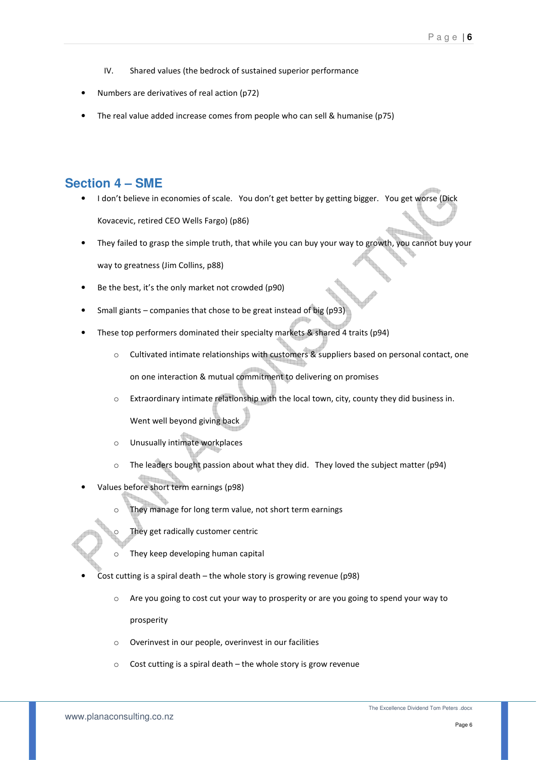IV. Shared values (the bedrock of sustained superior performance

- Numbers are derivatives of real action (p72)
- The real value added increase comes from people who can sell & humanise (p75)

## Section 4 – SME

- I don't believe in economies of scale. You don't get better by getting bigger. You get worse (Dick Kovacevic, retired CEO Wells Fargo) (p86)
- They failed to grasp the simple truth, that while you can buy your way to growth, you cannot buy your way to greatness (Jim Collins, p88)
- Be the best, it's the only market not crowded (p90)
- Small giants – companies that chose to be great instead of big (p93)
- These top performers dominated their specialty markets & shared 4 traits (p94)
    - Cultivated intimate relationships with customers & suppliers based on personal contact, one on one interaction & mutual commitment to delivering on promises
    - Extraordinary intimate relationship with the local town, city, county they did business in. Went well beyond giving back
    - Unusually intimate workplaces
    - The leaders bought passion about what they did. They loved the subject matter (p94)
- Values before short term earnings (p98)
    - They manage for long term value, not short term earnings
    - They get radically customer centric
    - They keep developing human capital
- Cost cutting is a spiral death – the whole story is growing revenue (p98)
    - Are you going to cost cut your way to prosperity or are you going to spend your way to prosperity
    - Overinvest in our people, overinvest in our facilities
    - Cost cutting is a spiral death – the whole story is grow revenue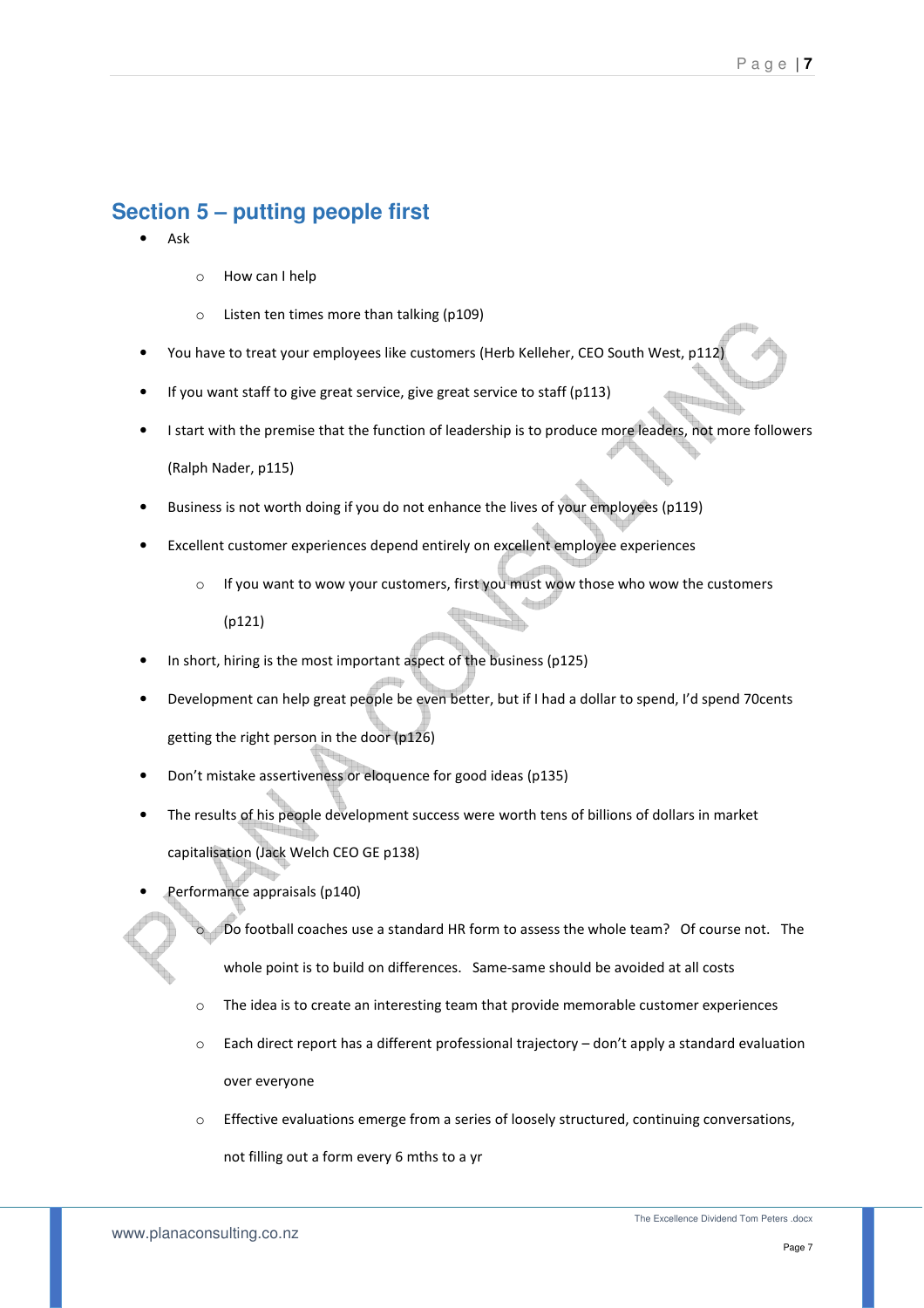## Section 5 – putting people first

- Ask
  - How can I help
  - Listen ten times more than talking (p109)
- You have to treat your employees like customers (Herb Kelleher, CEO South West, p112)
- If you want staff to give great service, give great service to staff (p113)
- I start with the premise that the function of leadership is to produce more leaders, not more followers (Ralph Nader, p115)
- Business is not worth doing if you do not enhance the lives of your employees (p119)
- Excellent customer experiences depend entirely on excellent employee experiences
  - If you want to wow your customers, first you must wow those who wow the customers (p121)
- In short, hiring is the most important aspect of the business (p125)
- Development can help great people be even better, but if I had a dollar to spend, I'd spend 70cents getting the right person in the door (p126)
- Don't mistake assertiveness or eloquence for good ideas (p135)
- The results of his people development success were worth tens of billions of dollars in market capitalisation (Jack Welch CEO GE p138)
- Performance appraisals (p140)
  - Do football coaches use a standard HR form to assess the whole team? Of course not. The whole point is to build on differences. Same-same should be avoided at all costs
  - The idea is to create an interesting team that provide memorable customer experiences
  - Each direct report has a different professional trajectory – don't apply a standard evaluation over everyone
  - Effective evaluations emerge from a series of loosely structured, continuing conversations, not filling out a form every 6 mths to a yr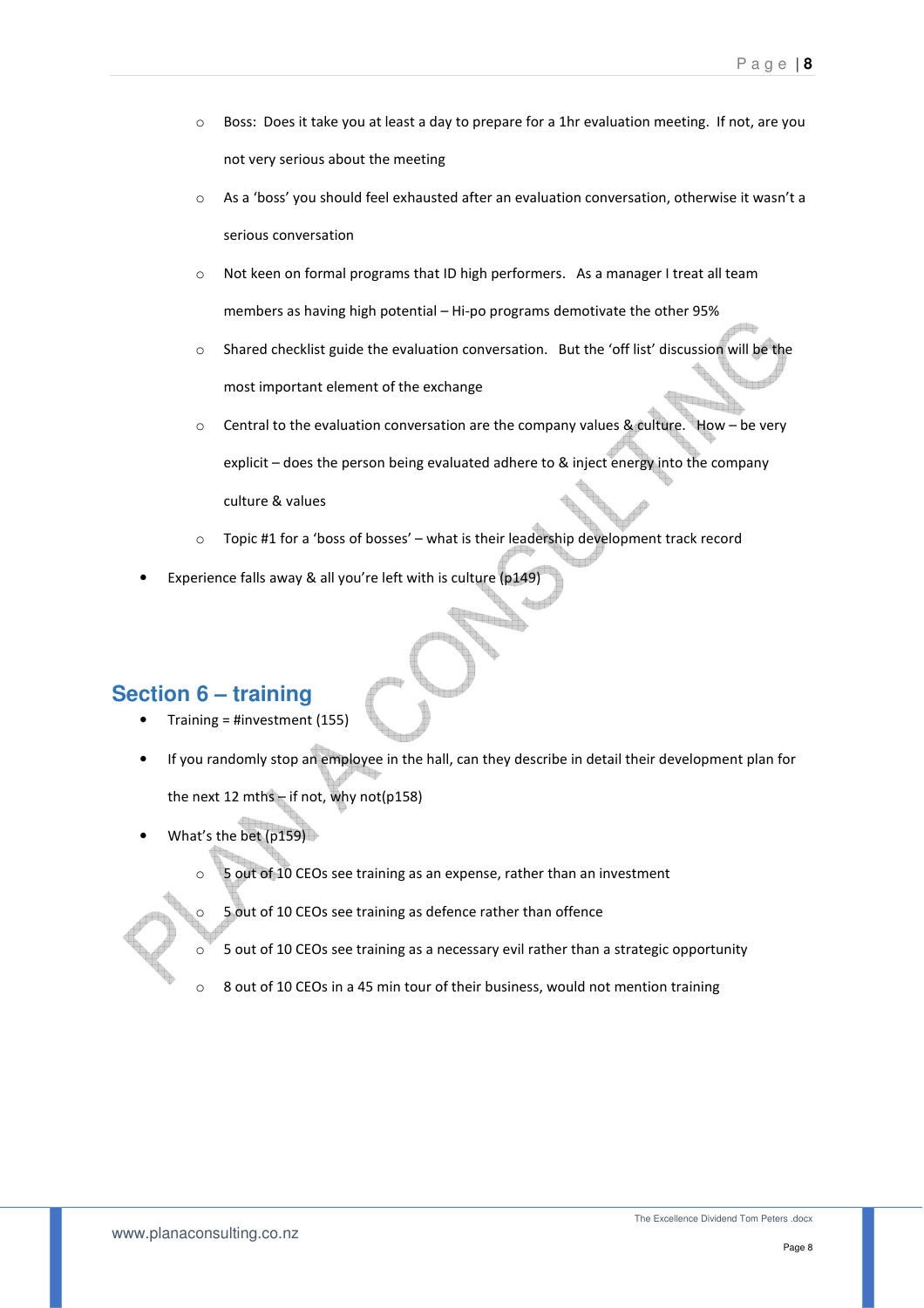- Boss: Does it take you at least a day to prepare for a 1hr evaluation meeting. If not, are you not very serious about the meeting
- As a 'boss' you should feel exhausted after an evaluation conversation, otherwise it wasn't a serious conversation
- Not keen on formal programs that ID high performers. As a manager I treat all team members as having high potential – Hi-po programs demotivate the other 95%
- Shared checklist guide the evaluation conversation. But the 'off list' discussion will be the most important element of the exchange
- Central to the evaluation conversation are the company values & culture. How – be very explicit – does the person being evaluated adhere to & inject energy into the company culture & values
- Topic #1 for a 'boss of bosses' – what is their leadership development track record

- Experience falls away & all you're left with is culture (p149)

## Section 6 – training

- Training = #investment (155)
- If you randomly stop an employee in the hall, can they describe in detail their development plan for the next 12 mths – if not, why not(p158)
- What's the bet (p159)
  - 5 out of 10 CEOs see training as an expense, rather than an investment
  - 5 out of 10 CEOs see training as defence rather than offence
  - 5 out of 10 CEOs see training as a necessary evil rather than a strategic opportunity
  - 8 out of 10 CEOs in a 45 min tour of their business, would not mention training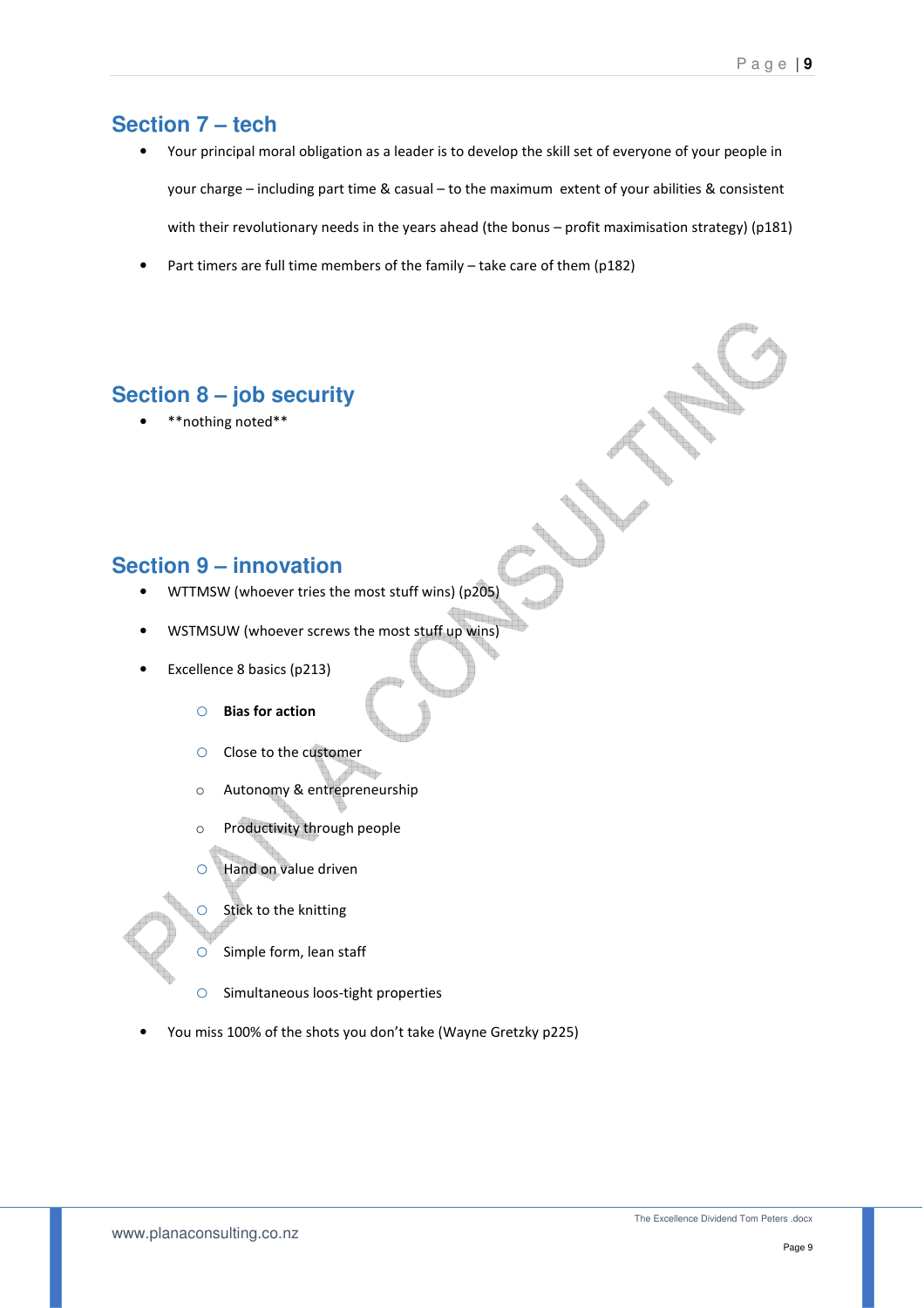## Section 7 – tech

- Your principal moral obligation as a leader is to develop the skill set of everyone of your people in your charge – including part time & casual – to the maximum extent of your abilities & consistent with their revolutionary needs in the years ahead (the bonus – profit maximisation strategy) (p181)
- Part timers are full time members of the family – take care of them (p182)

## Section 8 – job security

- **nothing noted**

## Section 9 – innovation

- WTTMSW (whoever tries the most stuff wins) (p205)
- WSTMSUW (whoever screws the most stuff up wins)
- Excellence 8 basics (p213)
    - **Bias for action**
    - Close to the customer
    - Autonomy & entrepreneurship
    - Productivity through people
    - Hand on value driven
    - Stick to the knitting
    - Simple form, lean staff
    - Simultaneous loos-tight properties
- You miss 100% of the shots you don't take (Wayne Gretzky p225)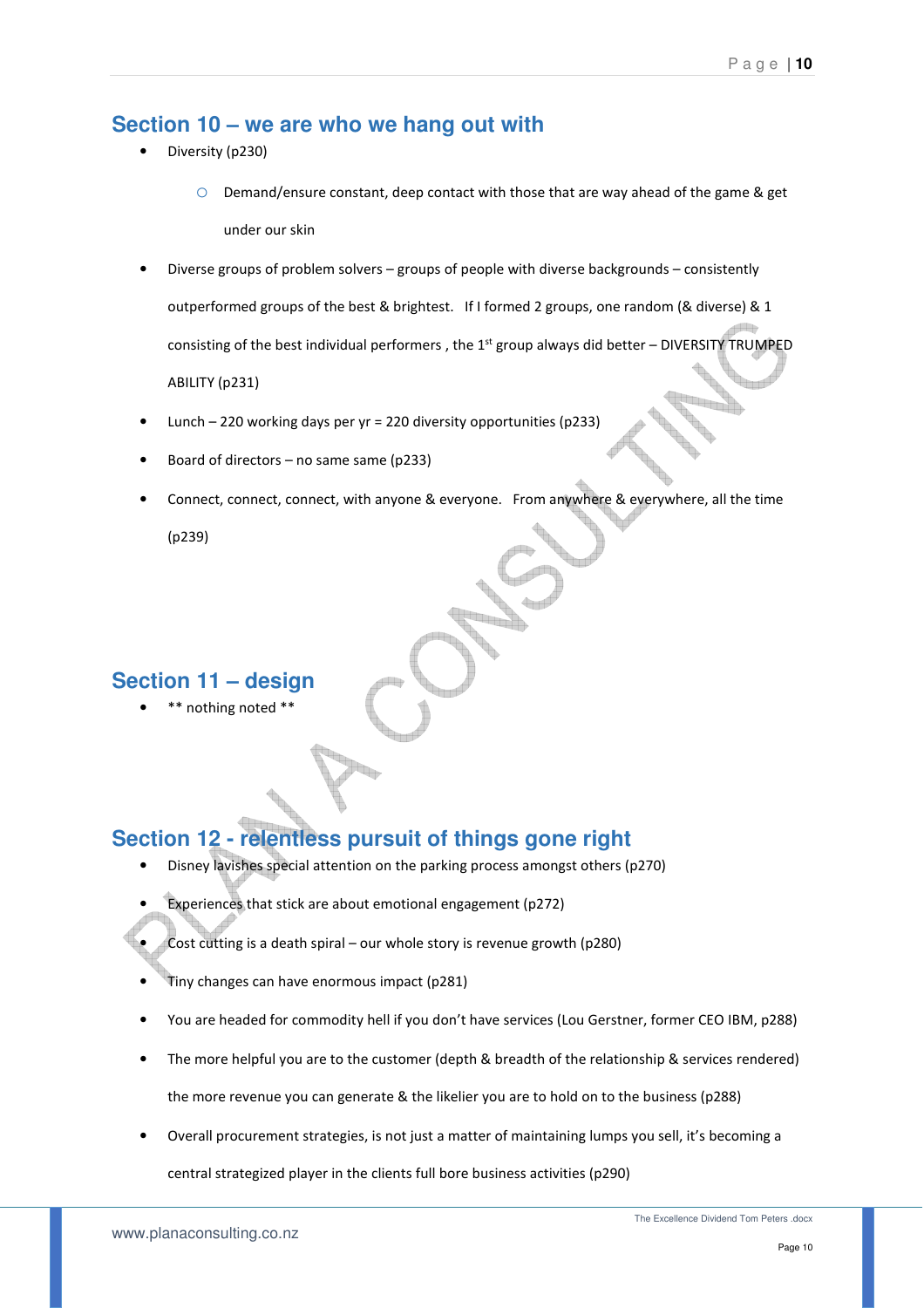## Section 10 – we are who we hang out with

- Diversity (p230)
    - Demand/ensure constant, deep contact with those that are way ahead of the game & get under our skin
- Diverse groups of problem solvers – groups of people with diverse backgrounds – consistently outperformed groups of the best & brightest. If I formed 2 groups, one random (& diverse) & 1 consisting of the best individual performers , the 1st group always did better – DIVERSITY TRUMPED ABILITY (p231)
- Lunch – 220 working days per yr = 220 diversity opportunities (p233)
- Board of directors – no same same (p233)
- Connect, connect, connect, with anyone & everyone. From anywhere & everywhere, all the time (p239)

## Section 11 – design

- ** nothing noted **

## Section 12 - relentless pursuit of things gone right

- Disney lavishes special attention on the parking process amongst others (p270)
- Experiences that stick are about emotional engagement (p272)
- Cost cutting is a death spiral – our whole story is revenue growth (p280)
- Tiny changes can have enormous impact (p281)
- You are headed for commodity hell if you don't have services (Lou Gerstner, former CEO IBM, p288)
- The more helpful you are to the customer (depth & breadth of the relationship & services rendered) the more revenue you can generate & the likelier you are to hold on to the business (p288)
- Overall procurement strategies, is not just a matter of maintaining lumps you sell, it's becoming a central strategized player in the clients full bore business activities (p290)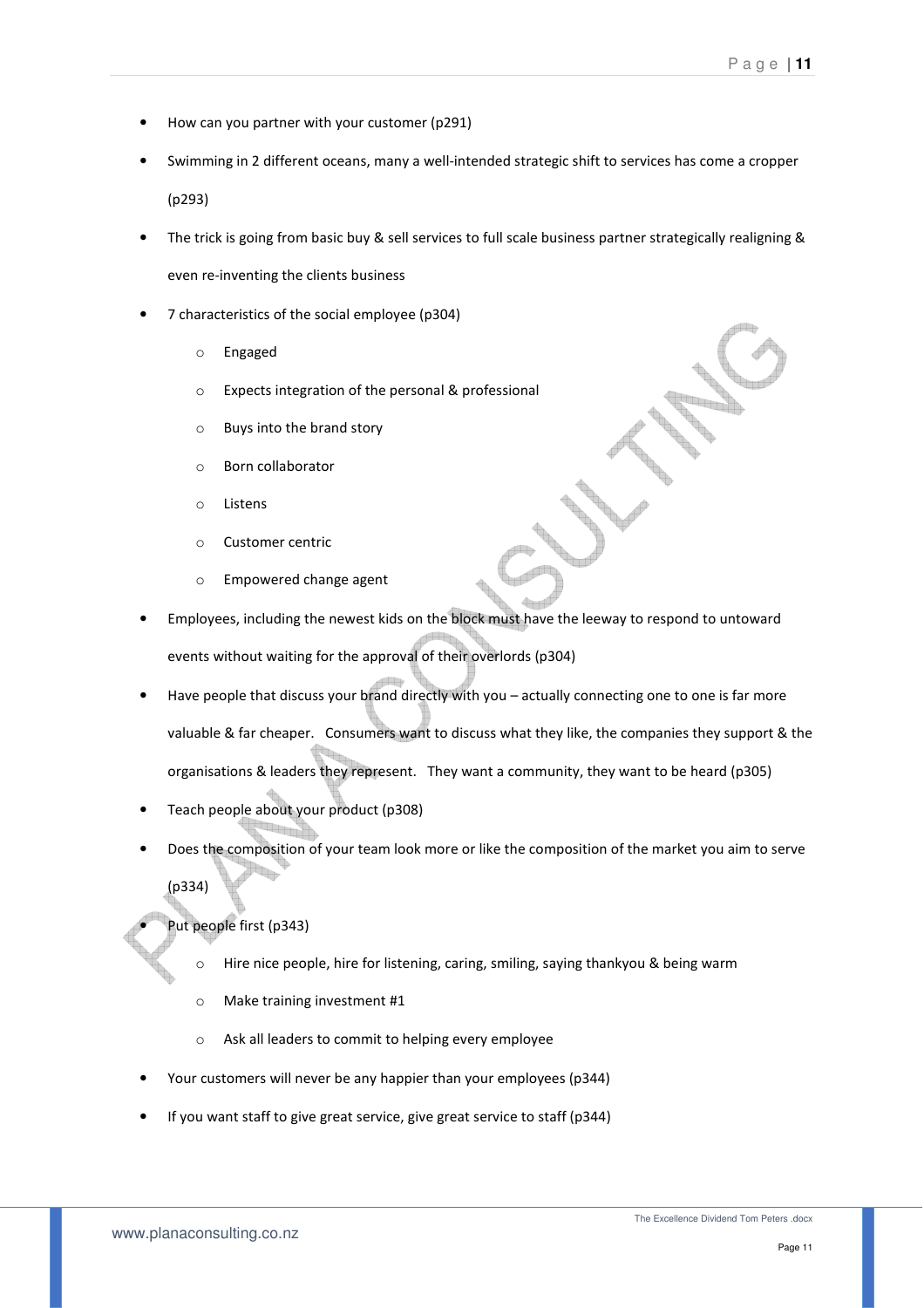- How can you partner with your customer (p291)
- Swimming in 2 different oceans, many a well-intended strategic shift to services has come a cropper (p293)
- The trick is going from basic buy & sell services to full scale business partner strategically realigning & even re-inventing the clients business
- 7 characteristics of the social employee (p304)
    - Engaged
    - Expects integration of the personal & professional
    - Buys into the brand story
    - Born collaborator
    - Listens
    - Customer centric
    - Empowered change agent
- Employees, including the newest kids on the block must have the leeway to respond to untoward events without waiting for the approval of their overlords (p304)
- Have people that discuss your brand directly with you – actually connecting one to one is far more valuable & far cheaper. Consumers want to discuss what they like, the companies they support & the organisations & leaders they represent. They want a community, they want to be heard (p305)
- Teach people about your product (p308)
- Does the composition of your team look more or like the composition of the market you aim to serve (p334)
- Put people first (p343)
    - Hire nice people, hire for listening, caring, smiling, saying thankyou & being warm
    - Make training investment #1
    - Ask all leaders to commit to helping every employee
- Your customers will never be any happier than your employees (p344)
- If you want staff to give great service, give great service to staff (p344)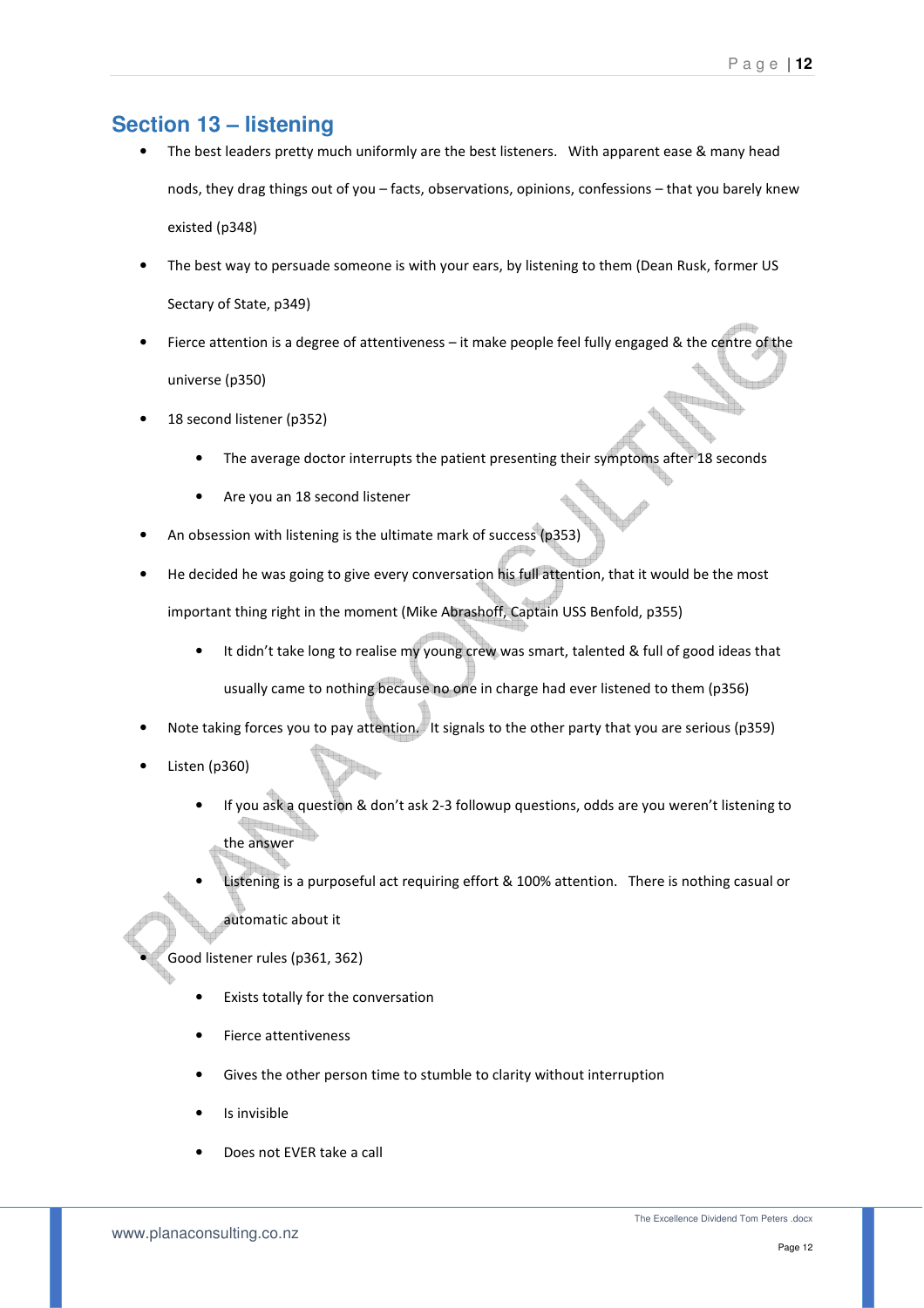## Section 13 – listening

- The best leaders pretty much uniformly are the best listeners. With apparent ease & many head nods, they drag things out of you – facts, observations, opinions, confessions – that you barely knew existed (p348)
- The best way to persuade someone is with your ears, by listening to them (Dean Rusk, former US Sectary of State, p349)
- Fierce attention is a degree of attentiveness – it make people feel fully engaged & the centre of the universe (p350)
- 18 second listener (p352)
    - The average doctor interrupts the patient presenting their symptoms after 18 seconds
    - Are you an 18 second listener
- An obsession with listening is the ultimate mark of success (p353)
- He decided he was going to give every conversation his full attention, that it would be the most important thing right in the moment (Mike Abrashoff, Captain USS Benfold, p355)
    - It didn't take long to realise my young crew was smart, talented & full of good ideas that usually came to nothing because no one in charge had ever listened to them (p356)
- Note taking forces you to pay attention. It signals to the other party that you are serious (p359)
- Listen (p360)
    - If you ask a question & don't ask 2-3 followup questions, odds are you weren't listening to the answer
    - Listening is a purposeful act requiring effort & 100% attention. There is nothing casual or automatic about it
- Good listener rules (p361, 362)
    - Exists totally for the conversation
    - Fierce attentiveness
    - Gives the other person time to stumble to clarity without interruption
    - Is invisible
    - Does not EVER take a call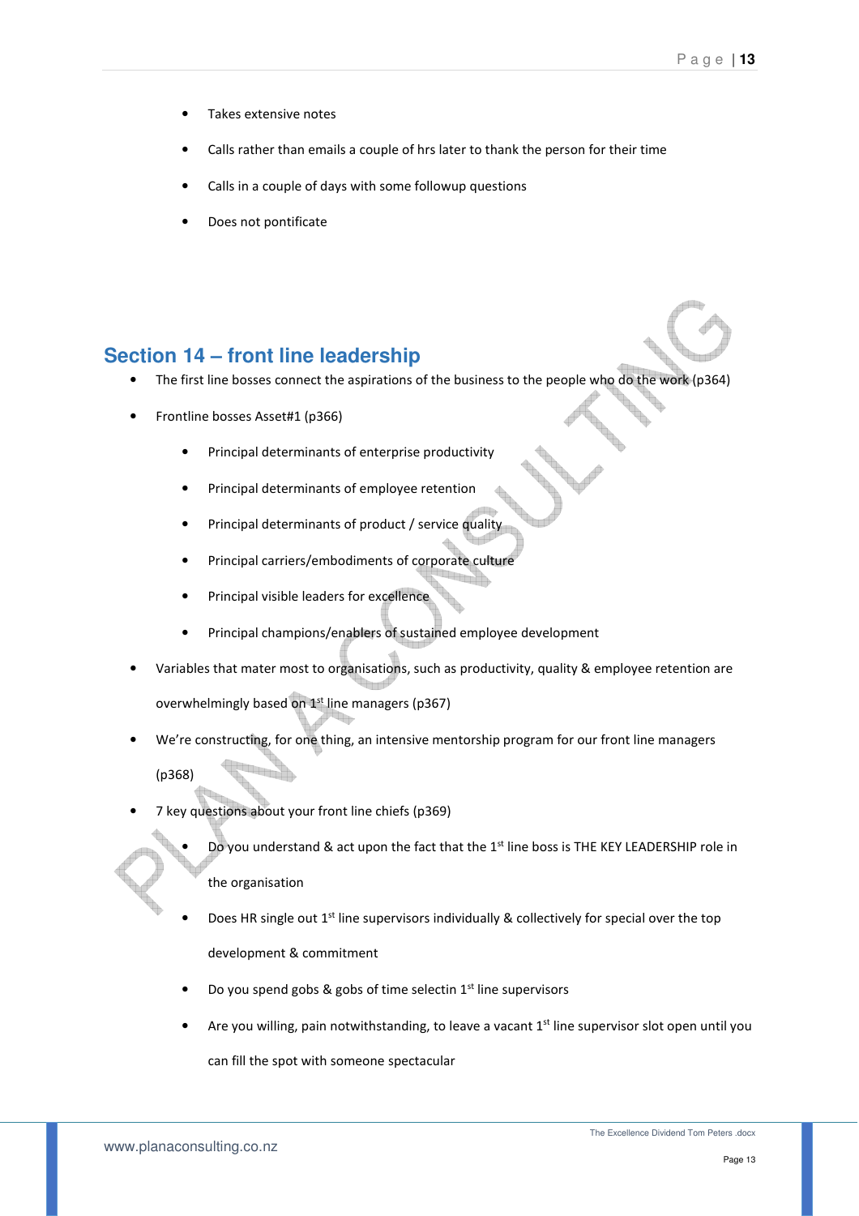- Takes extensive notes
- Calls rather than emails a couple of hrs later to thank the person for their time
- Calls in a couple of days with some followup questions
- Does not pontificate

## Section 14 – front line leadership

- The first line bosses connect the aspirations of the business to the people who do the work (p364)
- Frontline bosses Asset#1 (p366)
  - Principal determinants of enterprise productivity
  - Principal determinants of employee retention
  - Principal determinants of product / service quality
  - Principal carriers/embodiments of corporate culture
  - Principal visible leaders for excellence
  - Principal champions/enablers of sustained employee development
- Variables that mater most to organisations, such as productivity, quality & employee retention are overwhelmingly based on 1st line managers (p367)
- We're constructing, for one thing, an intensive mentorship program for our front line managers (p368)
- 7 key questions about your front line chiefs (p369)
  - Do you understand & act upon the fact that the 1st line boss is THE KEY LEADERSHIP role in the organisation
  - Does HR single out 1st line supervisors individually & collectively for special over the top development & commitment
  - Do you spend gobs & gobs of time selectin 1st line supervisors
  - Are you willing, pain notwithstanding, to leave a vacant 1st line supervisor slot open until you can fill the spot with someone spectacular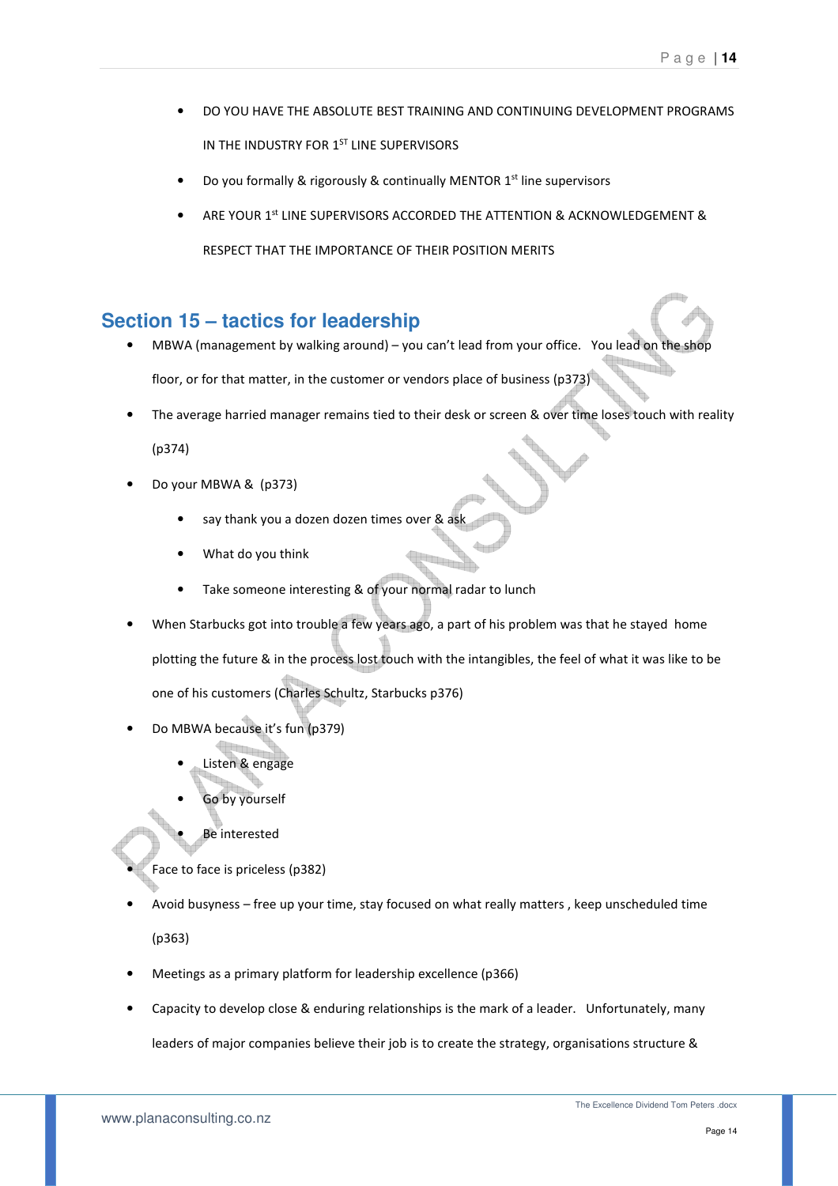- DO YOU HAVE THE ABSOLUTE BEST TRAINING AND CONTINUING DEVELOPMENT PROGRAMS IN THE INDUSTRY FOR 1ST LINE SUPERVISORS
- Do you formally & rigorously & continually MENTOR 1st line supervisors
- ARE YOUR 1st LINE SUPERVISORS ACCORDED THE ATTENTION & ACKNOWLEDGEMENT & RESPECT THAT THE IMPORTANCE OF THEIR POSITION MERITS

## Section 15 – tactics for leadership

- MBWA (management by walking around) – you can't lead from your office. You lead on the shop floor, or for that matter, in the customer or vendors place of business (p373)
- The average harried manager remains tied to their desk or screen & over time loses touch with reality (p374)
- Do your MBWA & (p373)
  - say thank you a dozen dozen times over & ask
  - What do you think
  - Take someone interesting & of your normal radar to lunch
- When Starbucks got into trouble a few years ago, a part of his problem was that he stayed home plotting the future & in the process lost touch with the intangibles, the feel of what it was like to be one of his customers (Charles Schultz, Starbucks p376)
- Do MBWA because it's fun (p379)
  - Listen & engage
  - Go by yourself
  - Be interested
- Face to face is priceless (p382)
- Avoid busyness – free up your time, stay focused on what really matters , keep unscheduled time (p363)
- Meetings as a primary platform for leadership excellence (p366)
- Capacity to develop close & enduring relationships is the mark of a leader. Unfortunately, many leaders of major companies believe their job is to create the strategy, organisations structure &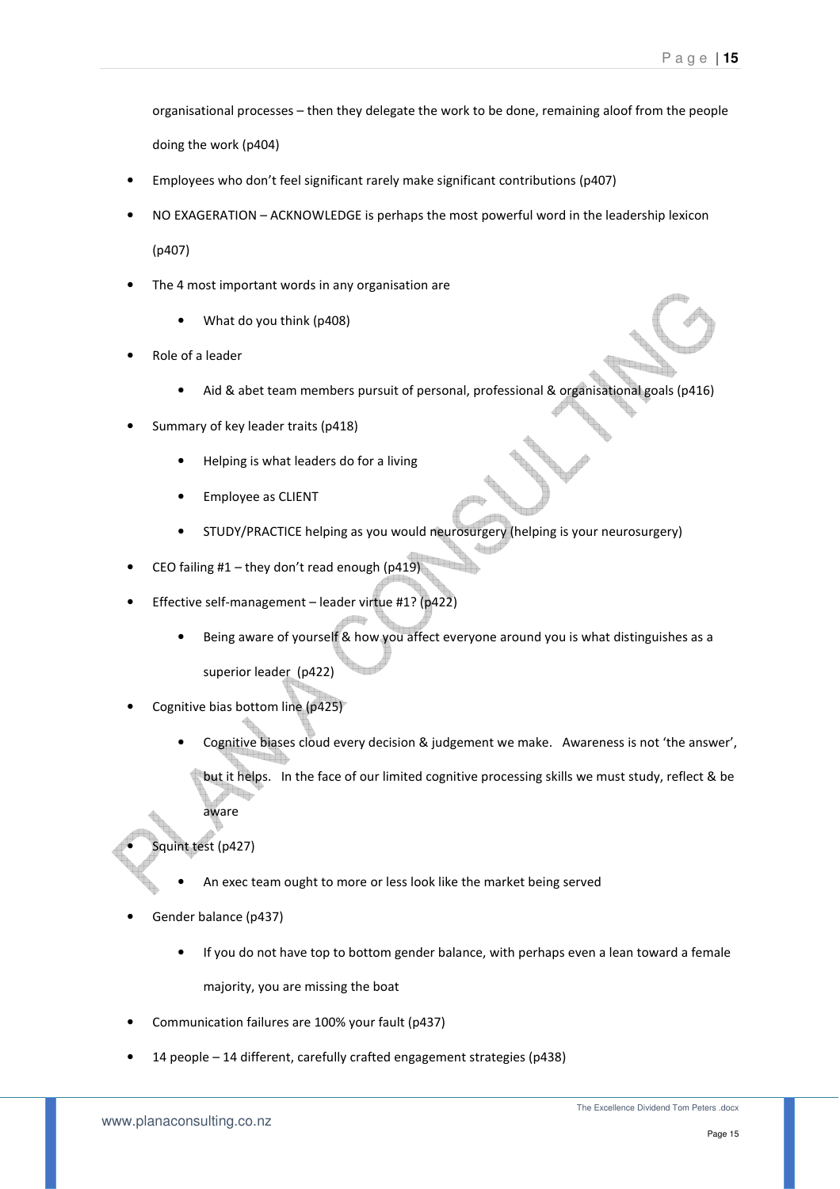organisational processes – then they delegate the work to be done, remaining aloof from the people doing the work (p404)

- Employees who don't feel significant rarely make significant contributions (p407)
- NO EXAGERATION – ACKNOWLEDGE is perhaps the most powerful word in the leadership lexicon (p407)
- The 4 most important words in any organisation are
    - What do you think (p408)
- Role of a leader
    - Aid & abet team members pursuit of personal, professional & organisational goals (p416)
- Summary of key leader traits (p418)
    - Helping is what leaders do for a living
    - Employee as CLIENT
    - STUDY/PRACTICE helping as you would neurosurgery (helping is your neurosurgery)
- CEO failing #1 – they don't read enough (p419)
- Effective self-management – leader virtue #1? (p422)
    - Being aware of yourself & how you affect everyone around you is what distinguishes as a superior leader (p422)
- Cognitive bias bottom line (p425)
    - Cognitive biases cloud every decision & judgement we make. Awareness is not 'the answer', but it helps. In the face of our limited cognitive processing skills we must study, reflect & be aware
- Squint test (p427)
    - An exec team ought to more or less look like the market being served
- Gender balance (p437)
    - If you do not have top to bottom gender balance, with perhaps even a lean toward a female majority, you are missing the boat
- Communication failures are 100% your fault (p437)
- 14 people – 14 different, carefully crafted engagement strategies (p438)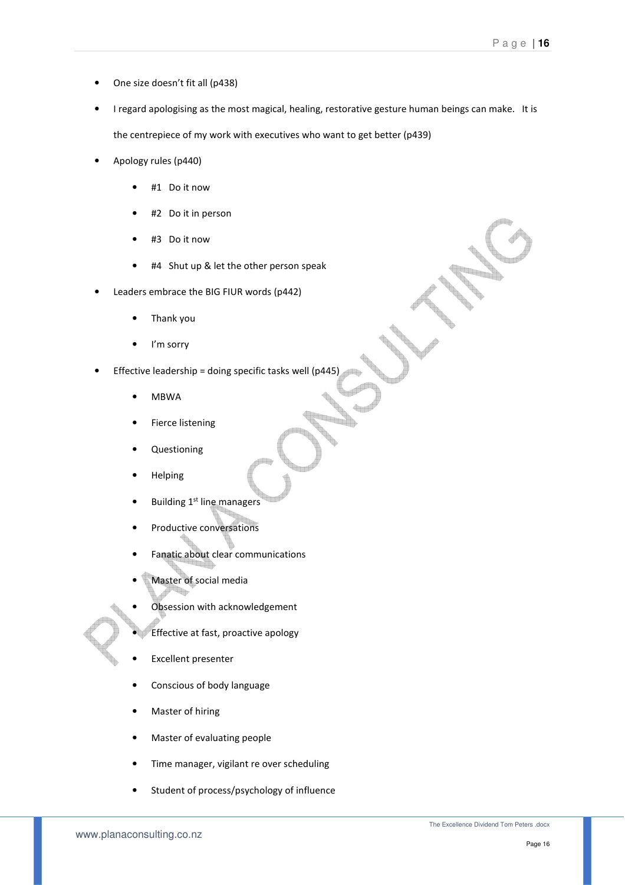- One size doesn't fit all (p438)
- I regard apologising as the most magical, healing, restorative gesture human beings can make. It is the centrepiece of my work with executives who want to get better (p439)
- Apology rules (p440)
    - #1 Do it now
    - #2 Do it in person
    - #3 Do it now
    - #4 Shut up & let the other person speak
- Leaders embrace the BIG FIUR words (p442)
    - Thank you
    - I'm sorry
- Effective leadership = doing specific tasks well (p445)
    - MBWA
    - Fierce listening
    - Questioning
    - Helping
    - Building 1st line managers
    - Productive conversations
    - Fanatic about clear communications
    - Master of social media
    - Obsession with acknowledgement
    - Effective at fast, proactive apology
    - Excellent presenter
    - Conscious of body language
    - Master of hiring
    - Master of evaluating people
    - Time manager, vigilant re over scheduling
    - Student of process/psychology of influence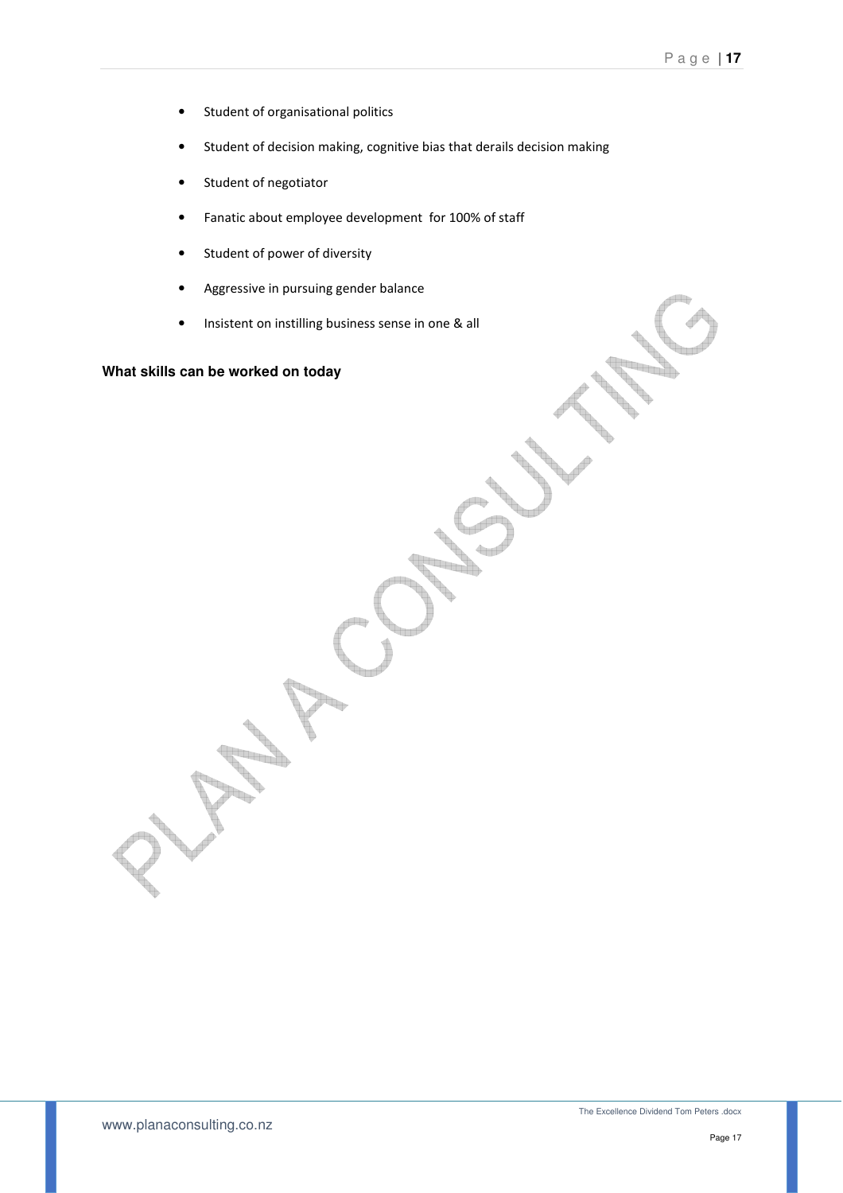- Student of organisational politics
- Student of decision making, cognitive bias that derails decision making
- Student of negotiator
- Fanatic about employee development for 100% of staff
- Student of power of diversity
- Aggressive in pursuing gender balance
- Insistent on instilling business sense in one & all

**What skills can be worked on today**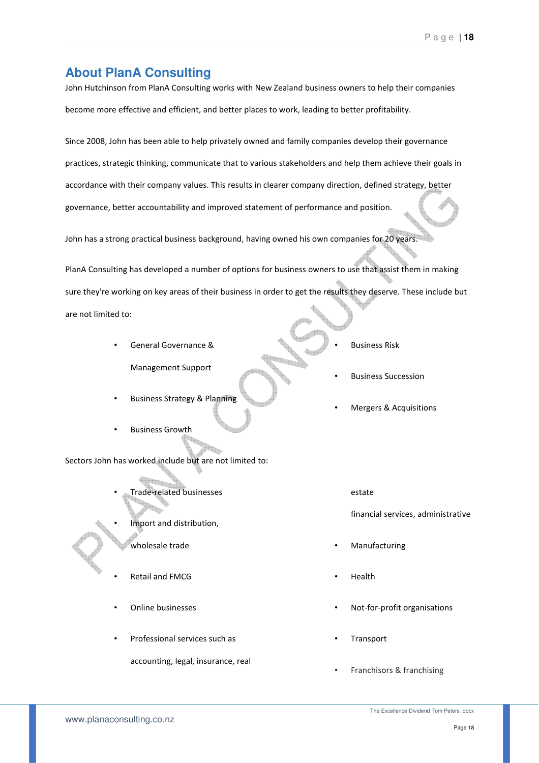## About PlanA Consulting

John Hutchinson from PlanA Consulting works with New Zealand business owners to help their companies become more effective and efficient, and better places to work, leading to better profitability.

Since 2008, John has been able to help privately owned and family companies develop their governance practices, strategic thinking, communicate that to various stakeholders and help them achieve their goals in accordance with their company values. This results in clearer company direction, defined strategy, better governance, better accountability and improved statement of performance and position.

John has a strong practical business background, having owned his own companies for 20 years.

PlanA Consulting has developed a number of options for business owners to use that assist them in making sure they're working on key areas of their business in order to get the results they deserve. These include but are not limited to:

- General Governance & Management Support
- Business Strategy & Planning
- Business Growth
- Business Risk
- Business Succession
- Mergers & Acquisitions

Sectors John has worked include but are not limited to:

- Trade-related businesses
- Import and distribution, wholesale trade
- Retail and FMCG
- Online businesses
- Professional services such as accounting, legal, insurance, real estate financial services, administrative
- Manufacturing
- Health
- Not-for-profit organisations
- Transport
- Franchisors & franchising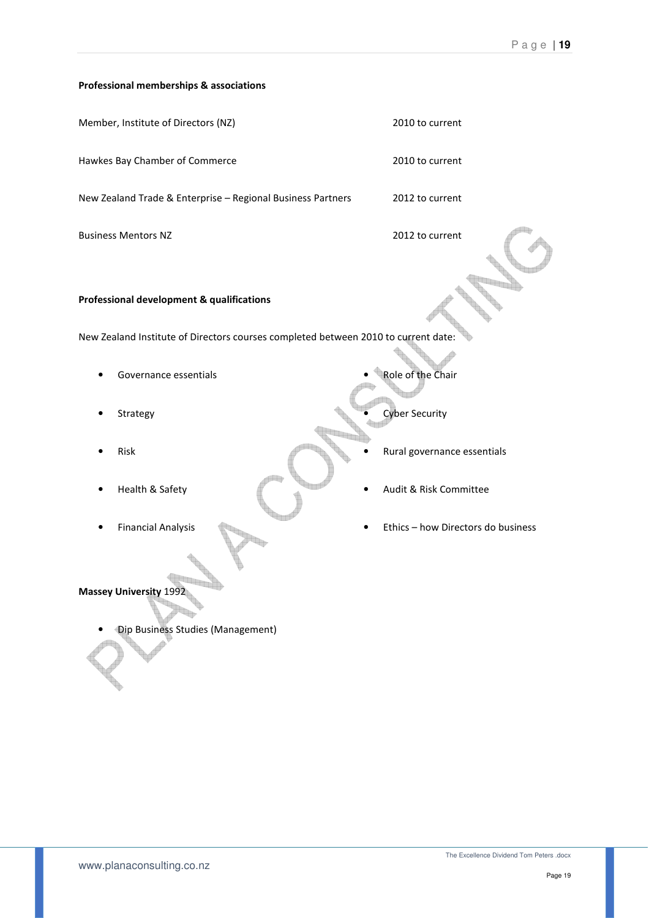**Professional memberships & associations**

| | |
|---|---|
| Member, Institute of Directors (NZ) | 2010 to current |
| Hawkes Bay Chamber of Commerce | 2010 to current |
| New Zealand Trade & Enterprise – Regional Business Partners | 2012 to current |
| Business Mentors NZ | 2012 to current |

**Professional development & qualifications**

New Zealand Institute of Directors courses completed between 2010 to current date:

- Governance essentials
- Strategy
- Risk
- Health & Safety
- Financial Analysis
- Role of the Chair
- Cyber Security
- Rural governance essentials
- Audit & Risk Committee
- Ethics – how Directors do business

**Massey University** 1992

- Dip Business Studies (Management)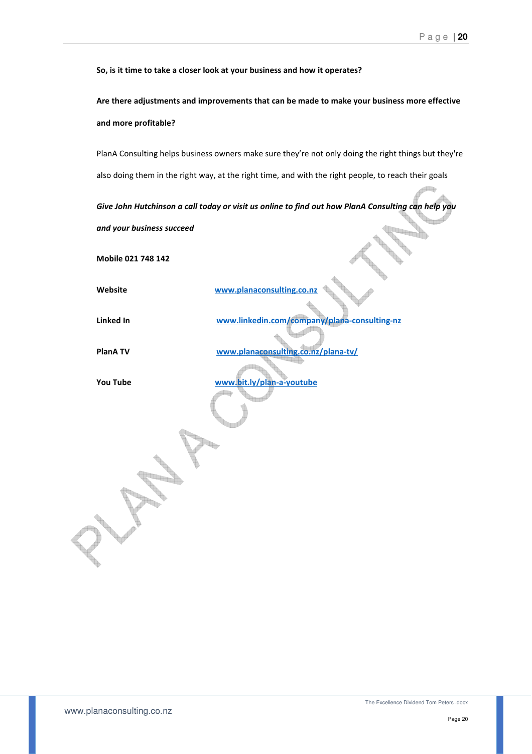**So, is it time to take a closer look at your business and how it operates?**

**Are there adjustments and improvements that can be made to make your business more effective and more profitable?**

PlanA Consulting helps business owners make sure they're not only doing the right things but they're also doing them in the right way, at the right time, and with the right people, to reach their goals

***Give John Hutchinson a call today or visit us online to find out how PlanA Consulting can help you and your business succeed***

**Mobile 021 748 142**

| | |
|---|---|
| **Website** | www.planaconsulting.co.nz |
| **Linked In** | www.linkedin.com/company/plana-consulting-nz |
| **PlanA TV** | www.planaconsulting.co.nz/plana-tv/ |
| **You Tube** | www.bit.ly/plan-a-youtube |